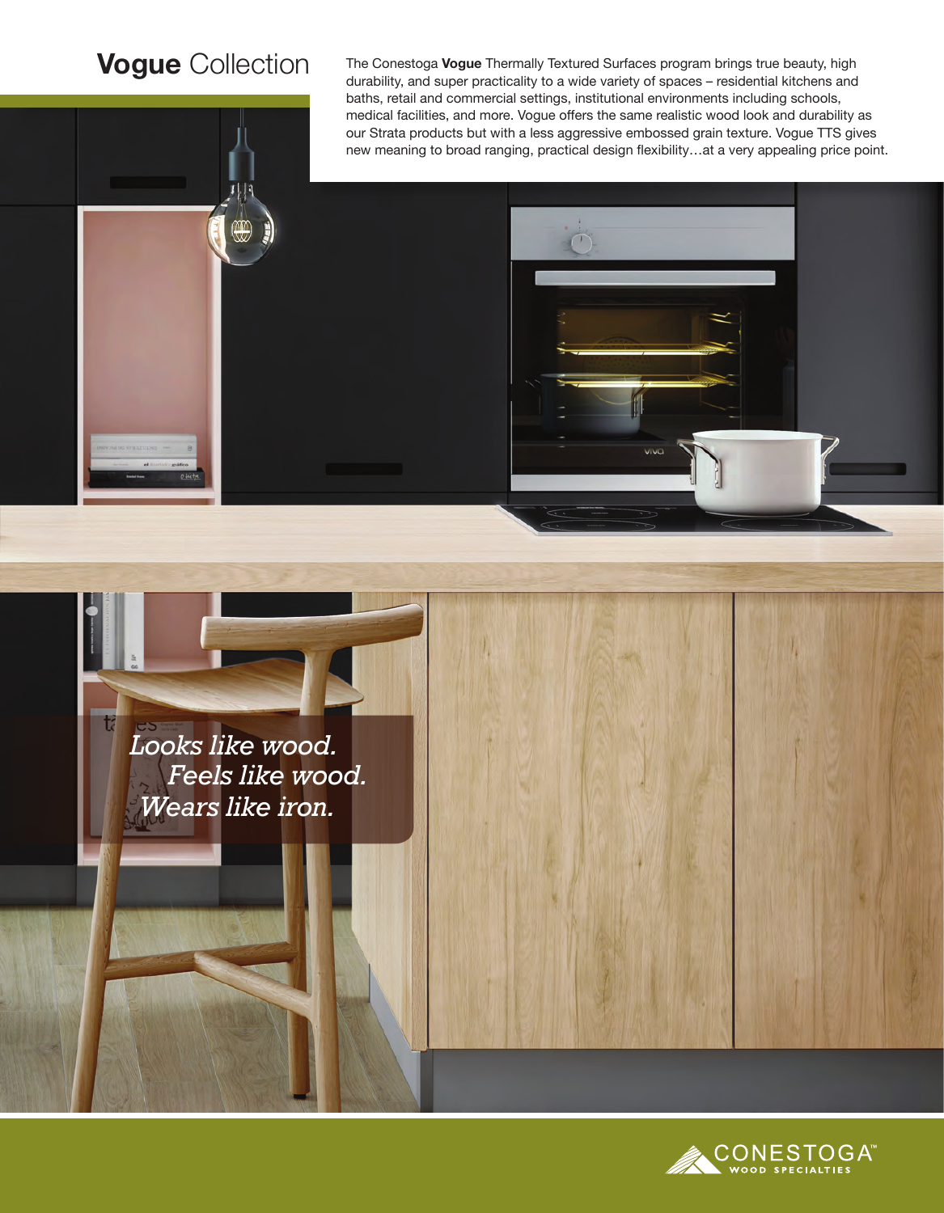# **Vogue** Collection

The Conestoga **Vogue** Thermally Textured Surfaces program brings true beauty, high durability, and super practicality to a wide variety of spaces – residential kitchens and baths, retail and commercial settings, institutional environments including schools, medical facilities, and more. Vogue offers the same realistic wood look and durability as our Strata products but with a less aggressive embossed grain texture. Vogue TTS gives new meaning to broad ranging, practical design flexibility…at a very appealing price point.

*Looks like wood.*
*Feels like wood.*
*Wears like iron.*

CONESTOGA™ WOOD SPECIALTIES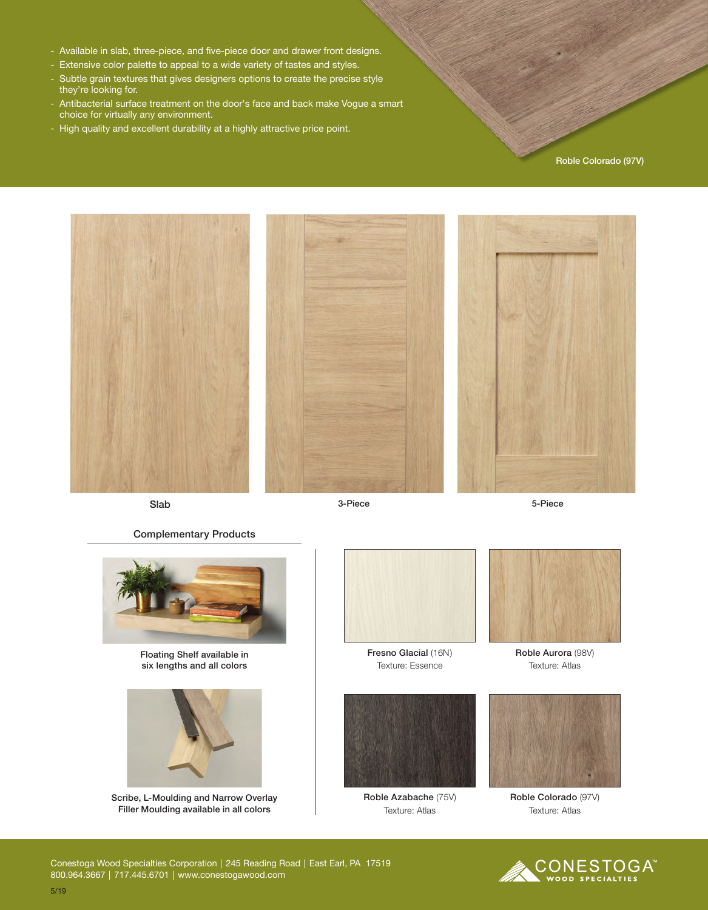- Available in slab, three-piece, and five-piece door and drawer front designs.
- Extensive color palette to appeal to a wide variety of tastes and styles.
- Subtle grain textures that gives designers options to create the precise style they're looking for.
- Antibacterial surface treatment on the door's face and back make Vogue a smart choice for virtually any environment.
- High quality and excellent durability at a highly attractive price point.

**Roble Colorado (97V)**

Slab

3-Piece

5-Piece

## Complementary Products

Floating Shelf available in six lengths and all colors

Scribe, L-Moulding and Narrow Overlay Filler Moulding available in all colors

**Fresno Glacial** (16N)
Texture: Essence

**Roble Aurora** (98V)
Texture: Atlas

**Roble Azabache** (75V)
Texture: Atlas

**Roble Colorado** (97V)
Texture: Atlas

Conestoga Wood Specialties Corporation | 245 Reading Road | East Earl, PA 17519
800.964.3667 | 717.445.6701 | www.conestogawood.com

5/19

CONESTOGA™ WOOD SPECIALTIES